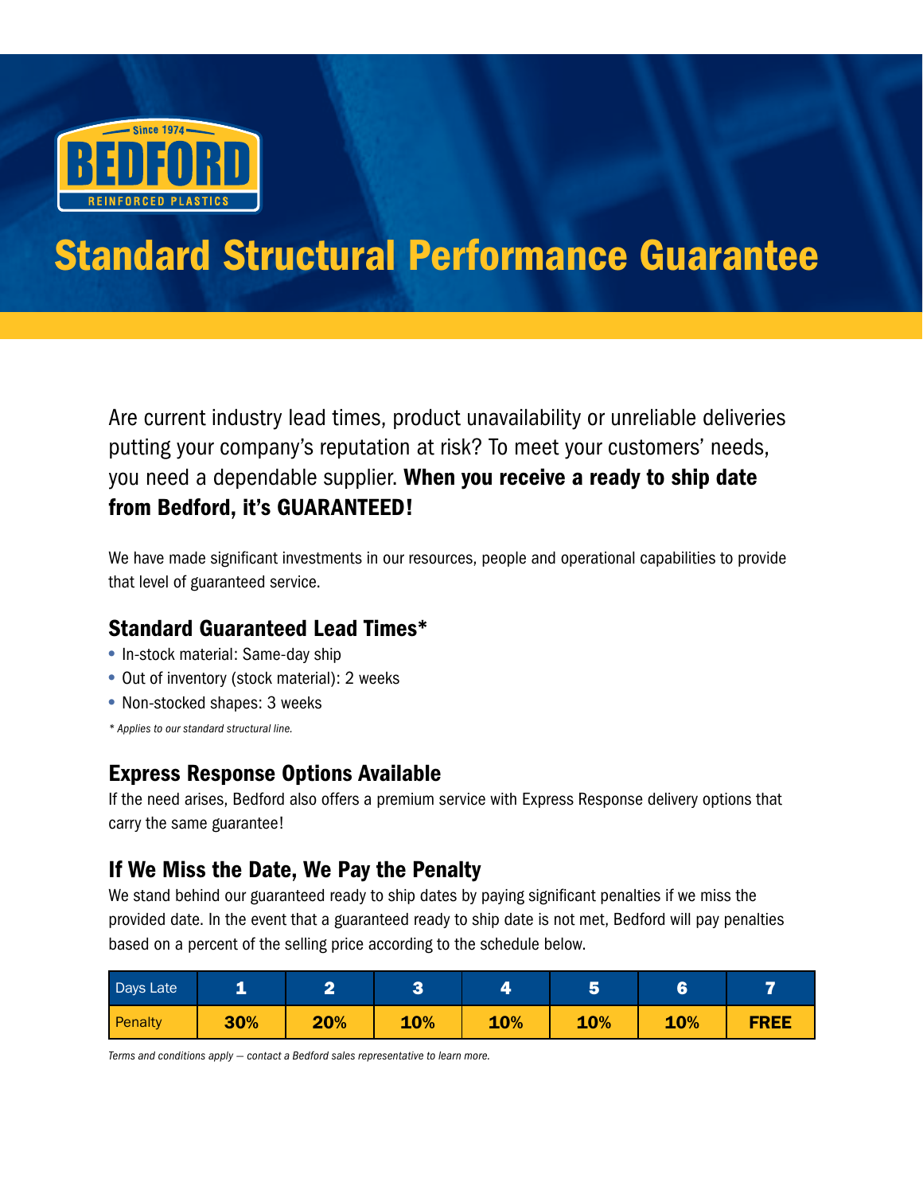Since 1974

BEDFORD

REINFORCED PLASTICS

# Standard Structural Performance Guarantee

Are current industry lead times, product unavailability or unreliable deliveries putting your company's reputation at risk? To meet your customers' needs, you need a dependable supplier. **When you receive a ready to ship date from Bedford, it's GUARANTEED!**

We have made significant investments in our resources, people and operational capabilities to provide that level of guaranteed service.

## Standard Guaranteed Lead Times*

- In-stock material: Same-day ship
- Out of inventory (stock material): 2 weeks
- Non-stocked shapes: 3 weeks

*\* Applies to our standard structural line.*

## Express Response Options Available

If the need arises, Bedford also offers a premium service with Express Response delivery options that carry the same guarantee!

## If We Miss the Date, We Pay the Penalty

We stand behind our guaranteed ready to ship dates by paying significant penalties if we miss the provided date. In the event that a guaranteed ready to ship date is not met, Bedford will pay penalties based on a percent of the selling price according to the schedule below.

| Days Late | 1 | 2 | 3 | 4 | 5 | 6 | 7 |
|---|---|---|---|---|---|---|---|
| Penalty | 30% | 20% | 10% | 10% | 10% | 10% | FREE |

*Terms and conditions apply – contact a Bedford sales representative to learn more.*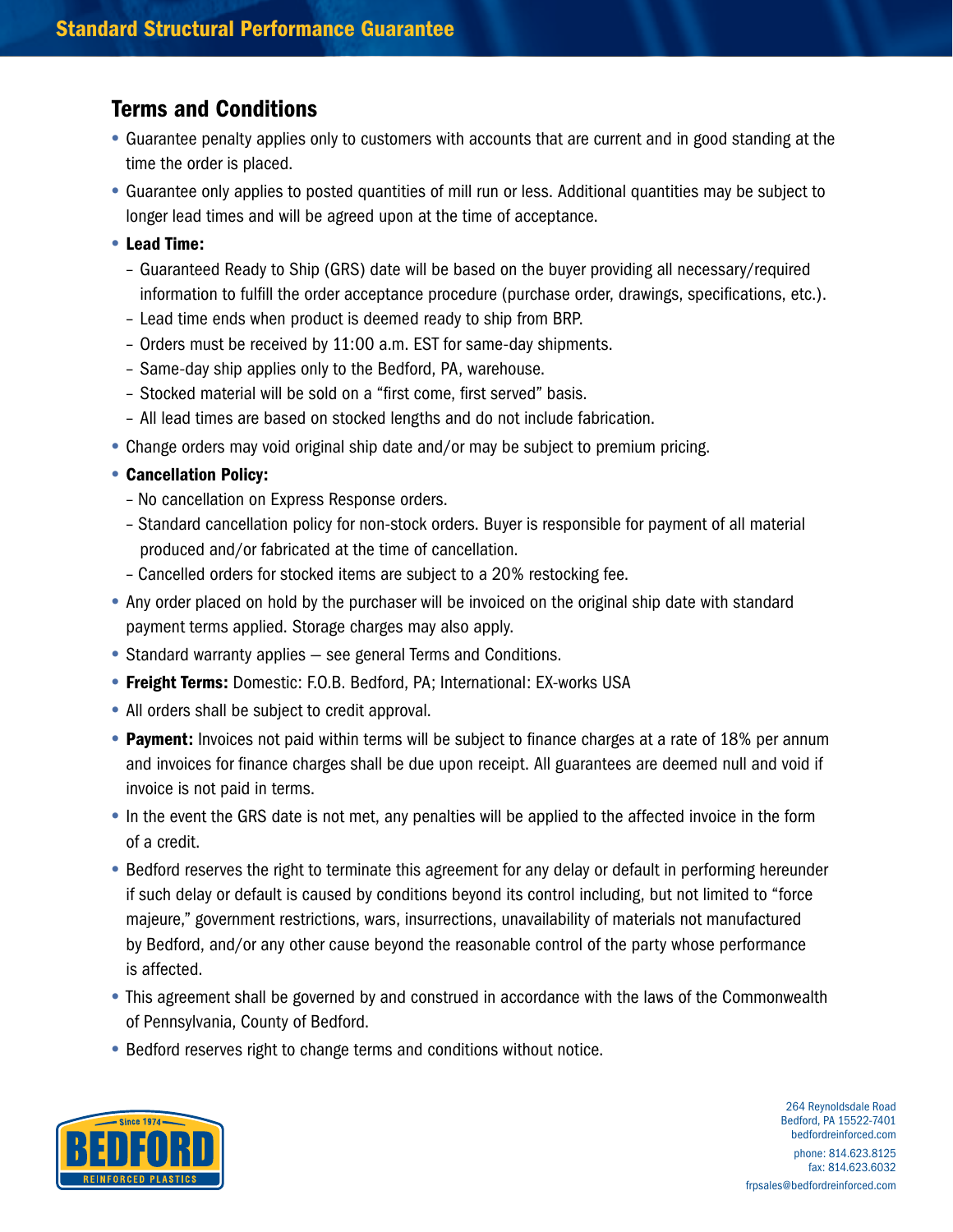# Standard Structural Performance Guarantee

## Terms and Conditions

- Guarantee penalty applies only to customers with accounts that are current and in good standing at the time the order is placed.
- Guarantee only applies to posted quantities of mill run or less. Additional quantities may be subject to longer lead times and will be agreed upon at the time of acceptance.
- **Lead Time:**
  - Guaranteed Ready to Ship (GRS) date will be based on the buyer providing all necessary/required information to fulfill the order acceptance procedure (purchase order, drawings, specifications, etc.).
  - Lead time ends when product is deemed ready to ship from BRP.
  - Orders must be received by 11:00 a.m. EST for same-day shipments.
  - Same-day ship applies only to the Bedford, PA, warehouse.
  - Stocked material will be sold on a "first come, first served" basis.
  - All lead times are based on stocked lengths and do not include fabrication.
- Change orders may void original ship date and/or may be subject to premium pricing.
- **Cancellation Policy:**
  - No cancellation on Express Response orders.
  - Standard cancellation policy for non-stock orders. Buyer is responsible for payment of all material produced and/or fabricated at the time of cancellation.
  - Cancelled orders for stocked items are subject to a 20% restocking fee.
- Any order placed on hold by the purchaser will be invoiced on the original ship date with standard payment terms applied. Storage charges may also apply.
- Standard warranty applies – see general Terms and Conditions.
- **Freight Terms:** Domestic: F.O.B. Bedford, PA; International: EX-works USA
- All orders shall be subject to credit approval.
- **Payment:** Invoices not paid within terms will be subject to finance charges at a rate of 18% per annum and invoices for finance charges shall be due upon receipt. All guarantees are deemed null and void if invoice is not paid in terms.
- In the event the GRS date is not met, any penalties will be applied to the affected invoice in the form of a credit.
- Bedford reserves the right to terminate this agreement for any delay or default in performing hereunder if such delay or default is caused by conditions beyond its control including, but not limited to "force majeure," government restrictions, wars, insurrections, unavailability of materials not manufactured by Bedford, and/or any other cause beyond the reasonable control of the party whose performance is affected.
- This agreement shall be governed by and construed in accordance with the laws of the Commonwealth of Pennsylvania, County of Bedford.
- Bedford reserves right to change terms and conditions without notice.

Since 1974
BEDFORD
REINFORCED PLASTICS

264 Reynoldsdale Road
Bedford, PA 15522-7401
bedfordreinforced.com

phone: 814.623.8125
fax: 814.623.6032

frpsales@bedfordreinforced.com